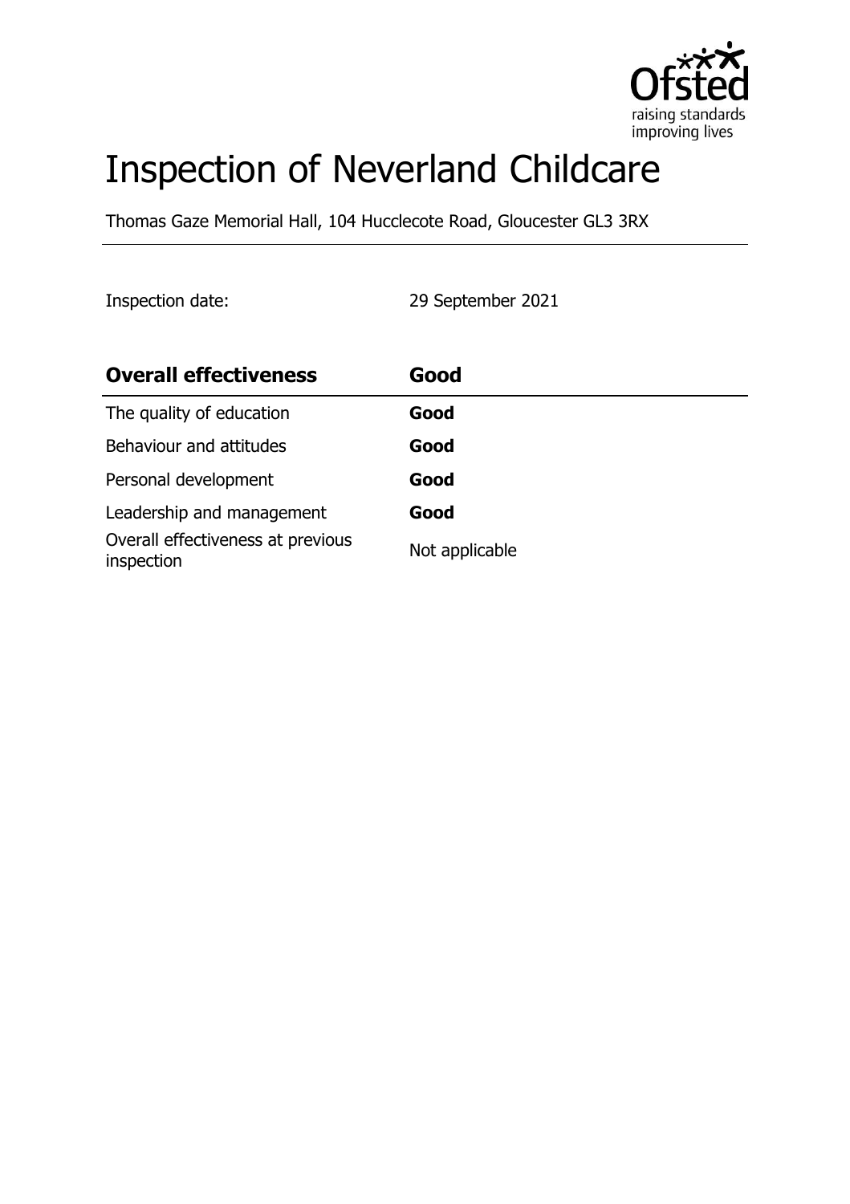# Inspection of Neverland Childcare

Thomas Gaze Memorial Hall, 104 Hucclecote Road, Gloucester GL3 3RX

Inspection date: 29 September 2021

| **Overall effectiveness** | **Good** |
| --- | --- |
| The quality of education | **Good** |
| Behaviour and attitudes | **Good** |
| Personal development | **Good** |
| Leadership and management | **Good** |
| Overall effectiveness at previous inspection | Not applicable |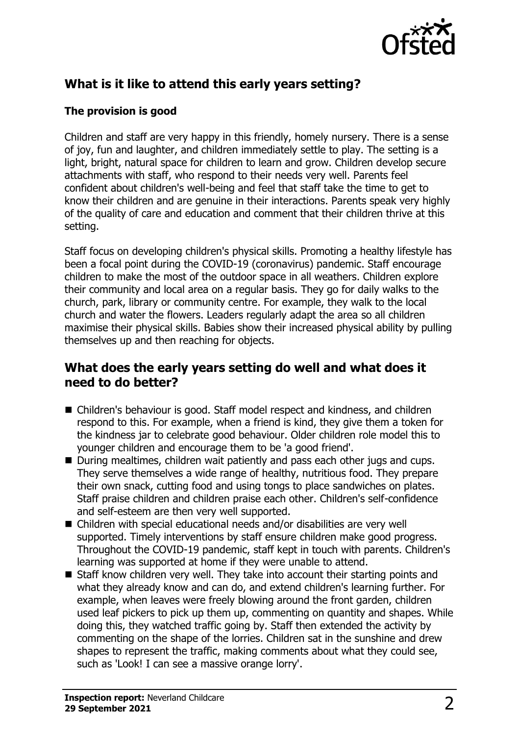## What is it like to attend this early years setting?

### The provision is good

Children and staff are very happy in this friendly, homely nursery. There is a sense of joy, fun and laughter, and children immediately settle to play. The setting is a light, bright, natural space for children to learn and grow. Children develop secure attachments with staff, who respond to their needs very well. Parents feel confident about children's well-being and feel that staff take the time to get to know their children and are genuine in their interactions. Parents speak very highly of the quality of care and education and comment that their children thrive at this setting.

Staff focus on developing children's physical skills. Promoting a healthy lifestyle has been a focal point during the COVID-19 (coronavirus) pandemic. Staff encourage children to make the most of the outdoor space in all weathers. Children explore their community and local area on a regular basis. They go for daily walks to the church, park, library or community centre. For example, they walk to the local church and water the flowers. Leaders regularly adapt the area so all children maximise their physical skills. Babies show their increased physical ability by pulling themselves up and then reaching for objects.

## What does the early years setting do well and what does it need to do better?

- Children's behaviour is good. Staff model respect and kindness, and children respond to this. For example, when a friend is kind, they give them a token for the kindness jar to celebrate good behaviour. Older children role model this to younger children and encourage them to be 'a good friend'.
- During mealtimes, children wait patiently and pass each other jugs and cups. They serve themselves a wide range of healthy, nutritious food. They prepare their own snack, cutting food and using tongs to place sandwiches on plates. Staff praise children and children praise each other. Children's self-confidence and self-esteem are then very well supported.
- Children with special educational needs and/or disabilities are very well supported. Timely interventions by staff ensure children make good progress. Throughout the COVID-19 pandemic, staff kept in touch with parents. Children's learning was supported at home if they were unable to attend.
- Staff know children very well. They take into account their starting points and what they already know and can do, and extend children's learning further. For example, when leaves were freely blowing around the front garden, children used leaf pickers to pick up them up, commenting on quantity and shapes. While doing this, they watched traffic going by. Staff then extended the activity by commenting on the shape of the lorries. Children sat in the sunshine and drew shapes to represent the traffic, making comments about what they could see, such as 'Look! I can see a massive orange lorry'.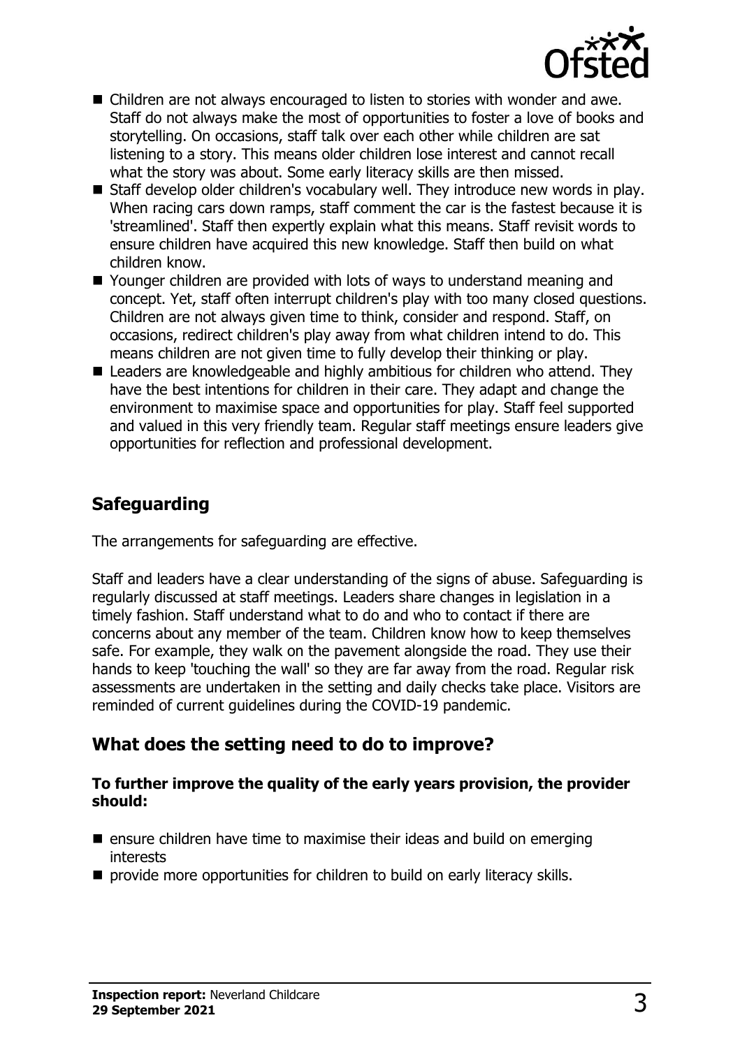- Children are not always encouraged to listen to stories with wonder and awe. Staff do not always make the most of opportunities to foster a love of books and storytelling. On occasions, staff talk over each other while children are sat listening to a story. This means older children lose interest and cannot recall what the story was about. Some early literacy skills are then missed.
- Staff develop older children's vocabulary well. They introduce new words in play. When racing cars down ramps, staff comment the car is the fastest because it is 'streamlined'. Staff then expertly explain what this means. Staff revisit words to ensure children have acquired this new knowledge. Staff then build on what children know.
- Younger children are provided with lots of ways to understand meaning and concept. Yet, staff often interrupt children's play with too many closed questions. Children are not always given time to think, consider and respond. Staff, on occasions, redirect children's play away from what children intend to do. This means children are not given time to fully develop their thinking or play.
- Leaders are knowledgeable and highly ambitious for children who attend. They have the best intentions for children in their care. They adapt and change the environment to maximise space and opportunities for play. Staff feel supported and valued in this very friendly team. Regular staff meetings ensure leaders give opportunities for reflection and professional development.

## Safeguarding

The arrangements for safeguarding are effective.

Staff and leaders have a clear understanding of the signs of abuse. Safeguarding is regularly discussed at staff meetings. Leaders share changes in legislation in a timely fashion. Staff understand what to do and who to contact if there are concerns about any member of the team. Children know how to keep themselves safe. For example, they walk on the pavement alongside the road. They use their hands to keep 'touching the wall' so they are far away from the road. Regular risk assessments are undertaken in the setting and daily checks take place. Visitors are reminded of current guidelines during the COVID-19 pandemic.

## What does the setting need to do to improve?

**To further improve the quality of the early years provision, the provider should:**

- ensure children have time to maximise their ideas and build on emerging interests
- provide more opportunities for children to build on early literacy skills.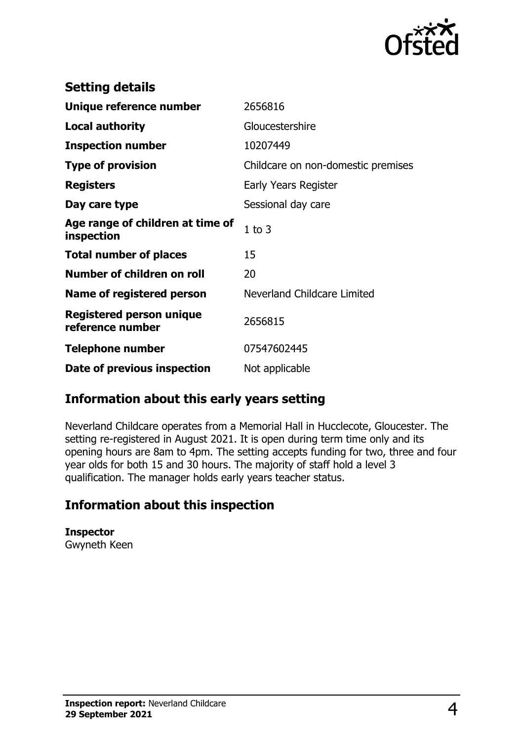## Setting details

| | |
|---|---|
| **Unique reference number** | 2656816 |
| **Local authority** | Gloucestershire |
| **Inspection number** | 10207449 |
| **Type of provision** | Childcare on non-domestic premises |
| **Registers** | Early Years Register |
| **Day care type** | Sessional day care |
| **Age range of children at time of inspection** | 1 to 3 |
| **Total number of places** | 15 |
| **Number of children on roll** | 20 |
| **Name of registered person** | Neverland Childcare Limited |
| **Registered person unique reference number** | 2656815 |
| **Telephone number** | 07547602445 |
| **Date of previous inspection** | Not applicable |

## Information about this early years setting

Neverland Childcare operates from a Memorial Hall in Hucclecote, Gloucester. The setting re-registered in August 2021. It is open during term time only and its opening hours are 8am to 4pm. The setting accepts funding for two, three and four year olds for both 15 and 30 hours. The majority of staff hold a level 3 qualification. The manager holds early years teacher status.

## Information about this inspection

**Inspector**
Gwyneth Keen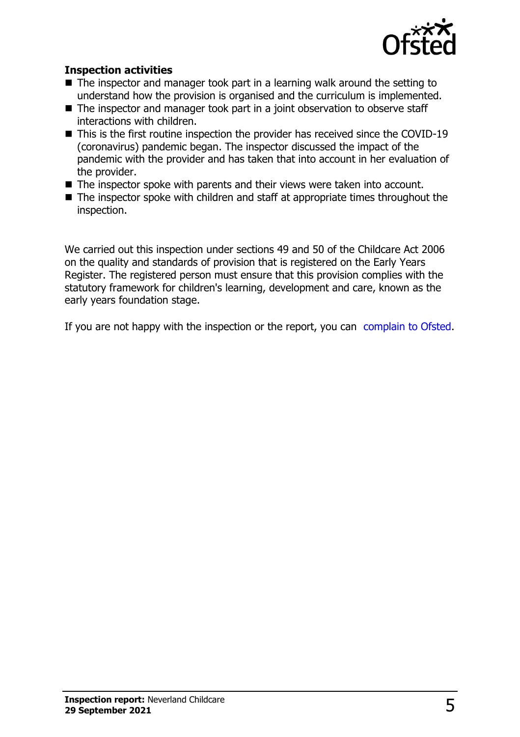### Inspection activities

- The inspector and manager took part in a learning walk around the setting to understand how the provision is organised and the curriculum is implemented.
- The inspector and manager took part in a joint observation to observe staff interactions with children.
- This is the first routine inspection the provider has received since the COVID-19 (coronavirus) pandemic began. The inspector discussed the impact of the pandemic with the provider and has taken that into account in her evaluation of the provider.
- The inspector spoke with parents and their views were taken into account.
- The inspector spoke with children and staff at appropriate times throughout the inspection.

We carried out this inspection under sections 49 and 50 of the Childcare Act 2006 on the quality and standards of provision that is registered on the Early Years Register. The registered person must ensure that this provision complies with the statutory framework for children's learning, development and care, known as the early years foundation stage.

If you are not happy with the inspection or the report, you can complain to Ofsted.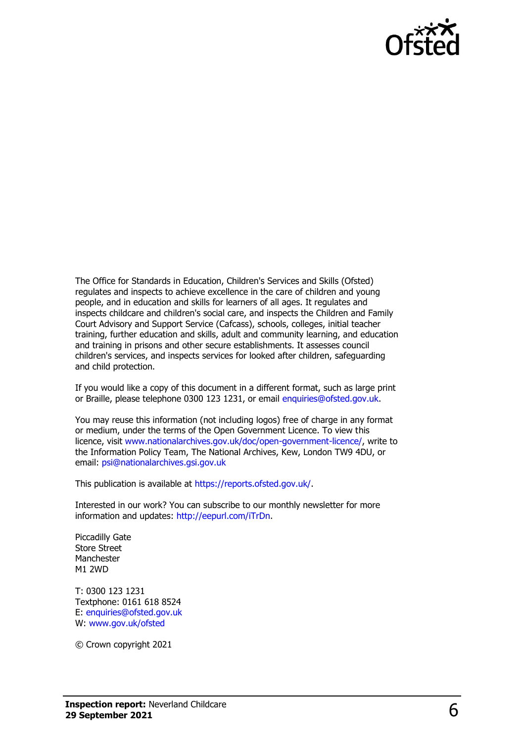The Office for Standards in Education, Children's Services and Skills (Ofsted) regulates and inspects to achieve excellence in the care of children and young people, and in education and skills for learners of all ages. It regulates and inspects childcare and children's social care, and inspects the Children and Family Court Advisory and Support Service (Cafcass), schools, colleges, initial teacher training, further education and skills, adult and community learning, and education and training in prisons and other secure establishments. It assesses council children's services, and inspects services for looked after children, safeguarding and child protection.

If you would like a copy of this document in a different format, such as large print or Braille, please telephone 0300 123 1231, or email enquiries@ofsted.gov.uk.

You may reuse this information (not including logos) free of charge in any format or medium, under the terms of the Open Government Licence. To view this licence, visit www.nationalarchives.gov.uk/doc/open-government-licence/, write to the Information Policy Team, The National Archives, Kew, London TW9 4DU, or email: psi@nationalarchives.gsi.gov.uk

This publication is available at https://reports.ofsted.gov.uk/.

Interested in our work? You can subscribe to our monthly newsletter for more information and updates: http://eepurl.com/iTrDn.

Piccadilly Gate
Store Street
Manchester
M1 2WD

T: 0300 123 1231
Textphone: 0161 618 8524
E: enquiries@ofsted.gov.uk
W: www.gov.uk/ofsted

© Crown copyright 2021